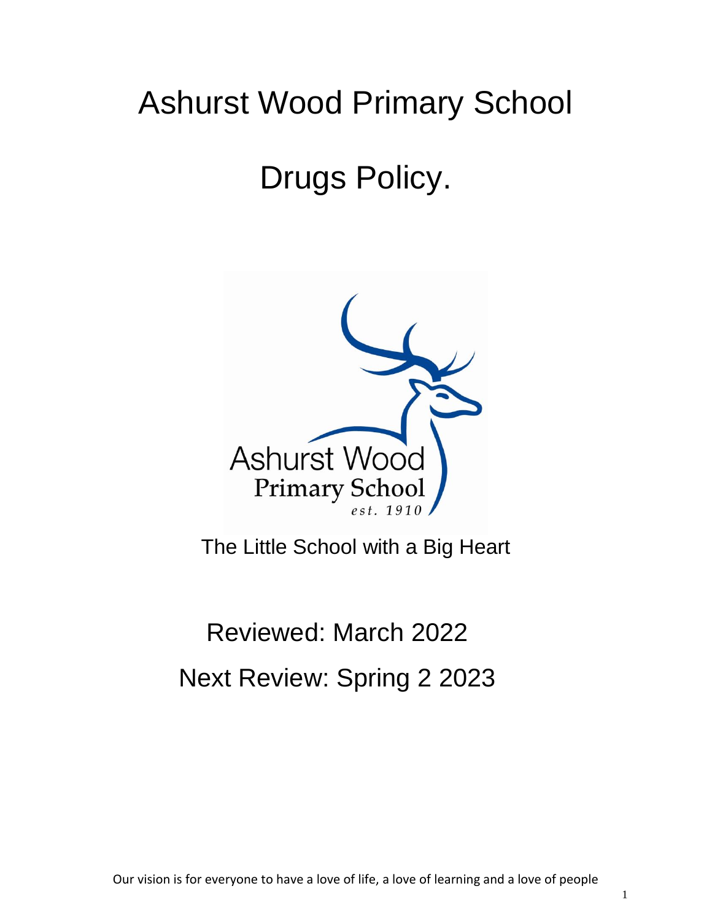# Ashurst Wood Primary School

# Drugs Policy.

The Little School with a Big Heart

Reviewed: March 2022

Next Review: Spring 2 2023

Our vision is for everyone to have a love of life, a love of learning and a love of people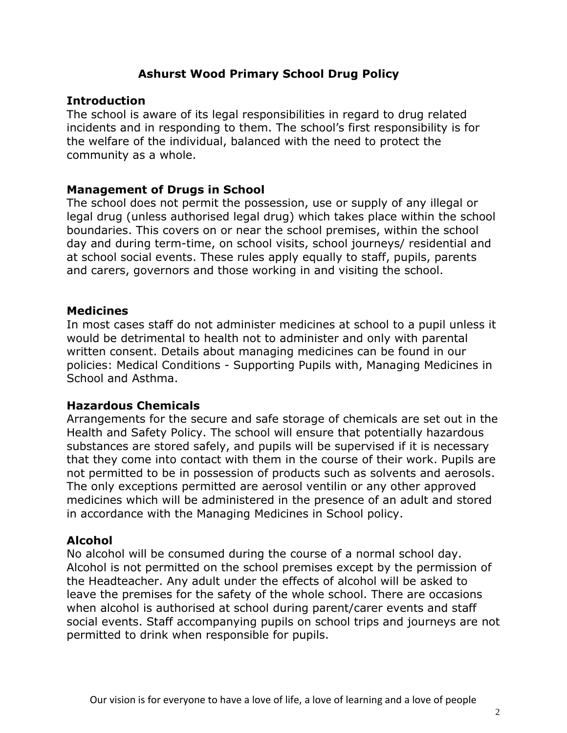# Ashurst Wood Primary School Drug Policy

## Introduction

The school is aware of its legal responsibilities in regard to drug related incidents and in responding to them. The school's first responsibility is for the welfare of the individual, balanced with the need to protect the community as a whole.

## Management of Drugs in School

The school does not permit the possession, use or supply of any illegal or legal drug (unless authorised legal drug) which takes place within the school boundaries. This covers on or near the school premises, within the school day and during term-time, on school visits, school journeys/ residential and at school social events. These rules apply equally to staff, pupils, parents and carers, governors and those working in and visiting the school.

## Medicines

In most cases staff do not administer medicines at school to a pupil unless it would be detrimental to health not to administer and only with parental written consent. Details about managing medicines can be found in our policies: Medical Conditions - Supporting Pupils with, Managing Medicines in School and Asthma.

## Hazardous Chemicals

Arrangements for the secure and safe storage of chemicals are set out in the Health and Safety Policy. The school will ensure that potentially hazardous substances are stored safely, and pupils will be supervised if it is necessary that they come into contact with them in the course of their work. Pupils are not permitted to be in possession of products such as solvents and aerosols. The only exceptions permitted are aerosol ventilin or any other approved medicines which will be administered in the presence of an adult and stored in accordance with the Managing Medicines in School policy.

## Alcohol

No alcohol will be consumed during the course of a normal school day. Alcohol is not permitted on the school premises except by the permission of the Headteacher. Any adult under the effects of alcohol will be asked to leave the premises for the safety of the whole school. There are occasions when alcohol is authorised at school during parent/carer events and staff social events. Staff accompanying pupils on school trips and journeys are not permitted to drink when responsible for pupils.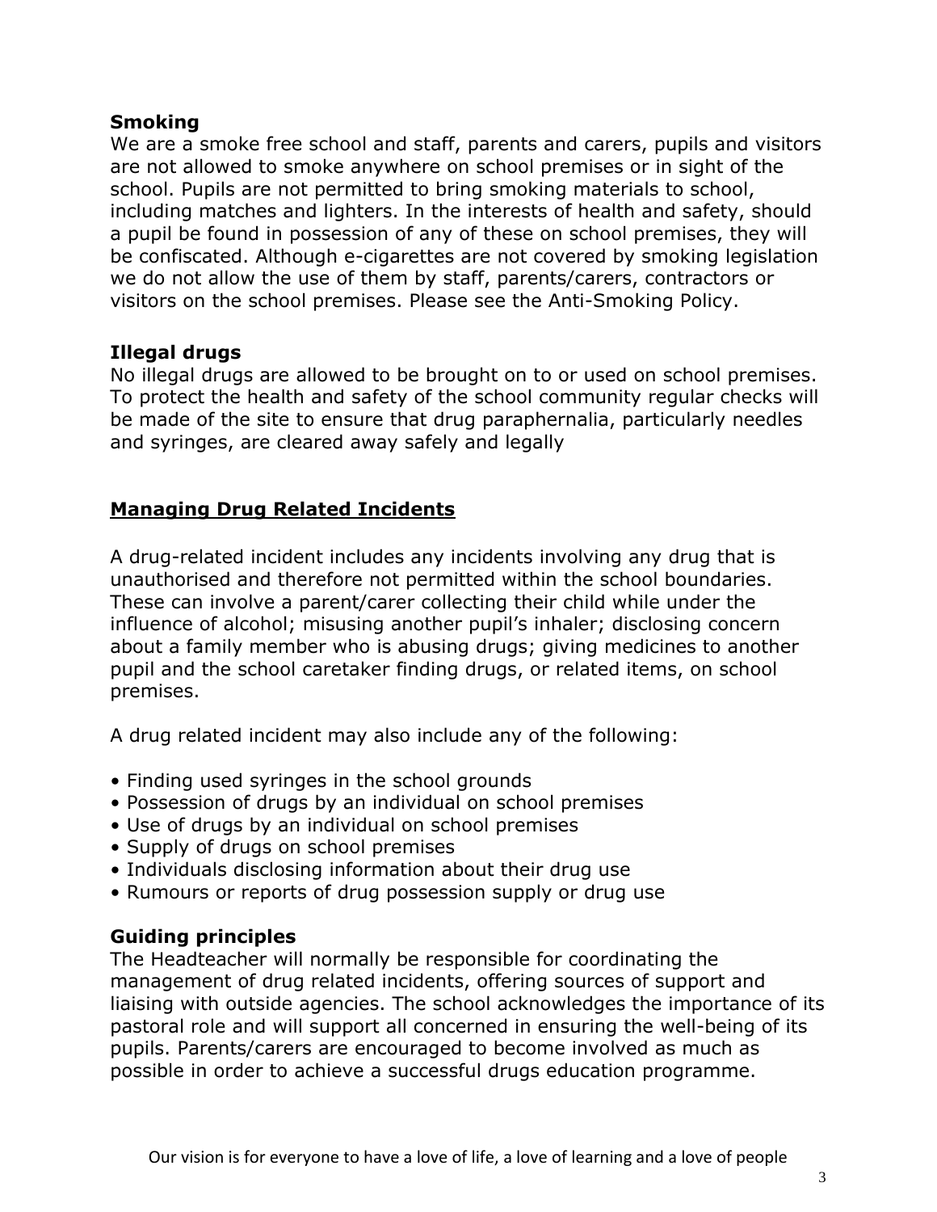### Smoking

We are a smoke free school and staff, parents and carers, pupils and visitors are not allowed to smoke anywhere on school premises or in sight of the school. Pupils are not permitted to bring smoking materials to school, including matches and lighters. In the interests of health and safety, should a pupil be found in possession of any of these on school premises, they will be confiscated. Although e-cigarettes are not covered by smoking legislation we do not allow the use of them by staff, parents/carers, contractors or visitors on the school premises. Please see the Anti-Smoking Policy.

### Illegal drugs

No illegal drugs are allowed to be brought on to or used on school premises. To protect the health and safety of the school community regular checks will be made of the site to ensure that drug paraphernalia, particularly needles and syringes, are cleared away safely and legally

## Managing Drug Related Incidents

A drug-related incident includes any incidents involving any drug that is unauthorised and therefore not permitted within the school boundaries. These can involve a parent/carer collecting their child while under the influence of alcohol; misusing another pupil's inhaler; disclosing concern about a family member who is abusing drugs; giving medicines to another pupil and the school caretaker finding drugs, or related items, on school premises.

A drug related incident may also include any of the following:

- Finding used syringes in the school grounds
- Possession of drugs by an individual on school premises
- Use of drugs by an individual on school premises
- Supply of drugs on school premises
- Individuals disclosing information about their drug use
- Rumours or reports of drug possession supply or drug use

### Guiding principles

The Headteacher will normally be responsible for coordinating the management of drug related incidents, offering sources of support and liaising with outside agencies. The school acknowledges the importance of its pastoral role and will support all concerned in ensuring the well-being of its pupils. Parents/carers are encouraged to become involved as much as possible in order to achieve a successful drugs education programme.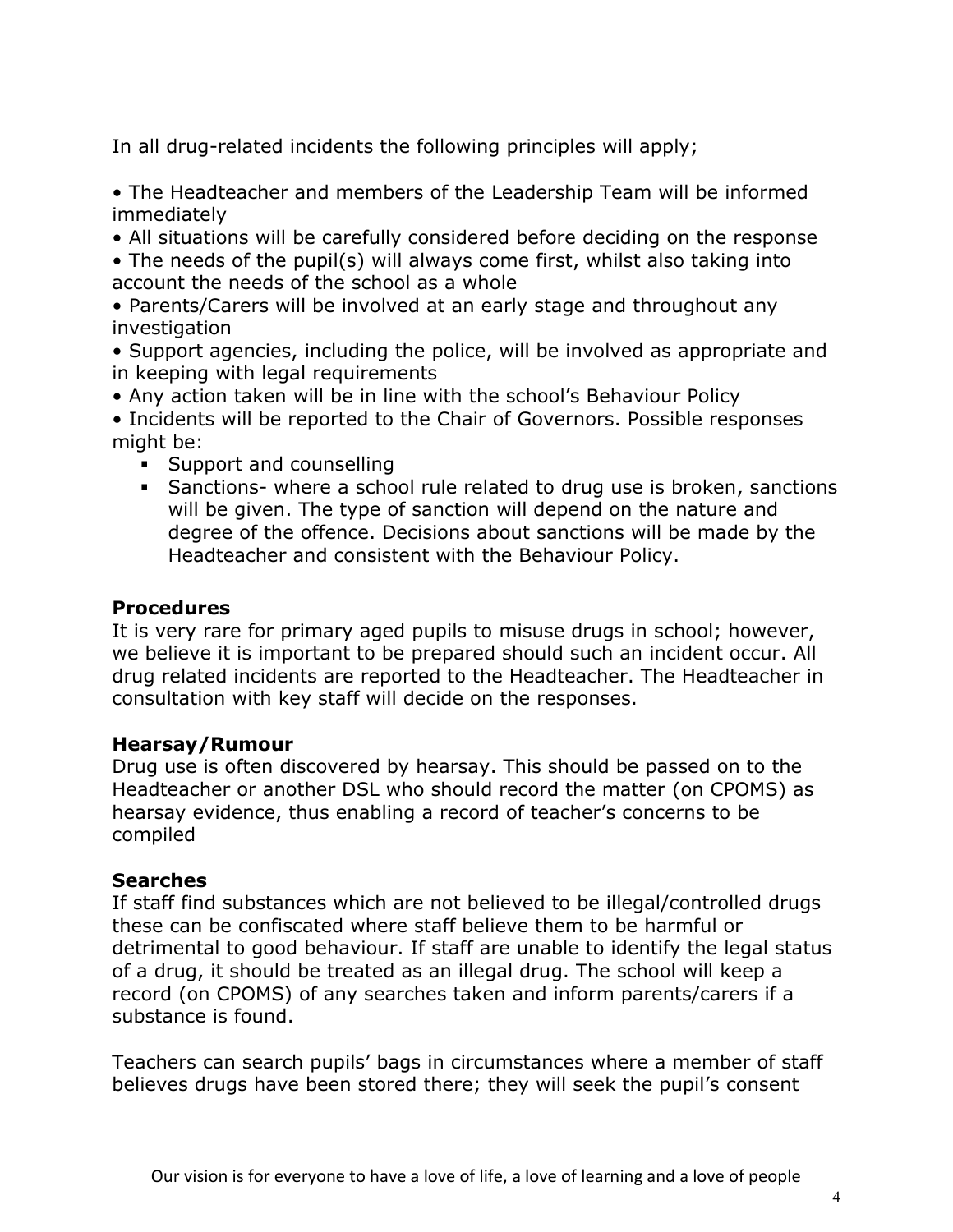In all drug-related incidents the following principles will apply;

- The Headteacher and members of the Leadership Team will be informed immediately
- All situations will be carefully considered before deciding on the response
- The needs of the pupil(s) will always come first, whilst also taking into account the needs of the school as a whole
- Parents/Carers will be involved at an early stage and throughout any investigation
- Support agencies, including the police, will be involved as appropriate and in keeping with legal requirements
- Any action taken will be in line with the school's Behaviour Policy
- Incidents will be reported to the Chair of Governors. Possible responses might be:
  - Support and counselling
  - Sanctions- where a school rule related to drug use is broken, sanctions will be given. The type of sanction will depend on the nature and degree of the offence. Decisions about sanctions will be made by the Headteacher and consistent with the Behaviour Policy.

**Procedures**

It is very rare for primary aged pupils to misuse drugs in school; however, we believe it is important to be prepared should such an incident occur. All drug related incidents are reported to the Headteacher. The Headteacher in consultation with key staff will decide on the responses.

**Hearsay/Rumour**

Drug use is often discovered by hearsay. This should be passed on to the Headteacher or another DSL who should record the matter (on CPOMS) as hearsay evidence, thus enabling a record of teacher's concerns to be compiled

**Searches**

If staff find substances which are not believed to be illegal/controlled drugs these can be confiscated where staff believe them to be harmful or detrimental to good behaviour. If staff are unable to identify the legal status of a drug, it should be treated as an illegal drug. The school will keep a record (on CPOMS) of any searches taken and inform parents/carers if a substance is found.

Teachers can search pupils' bags in circumstances where a member of staff believes drugs have been stored there; they will seek the pupil's consent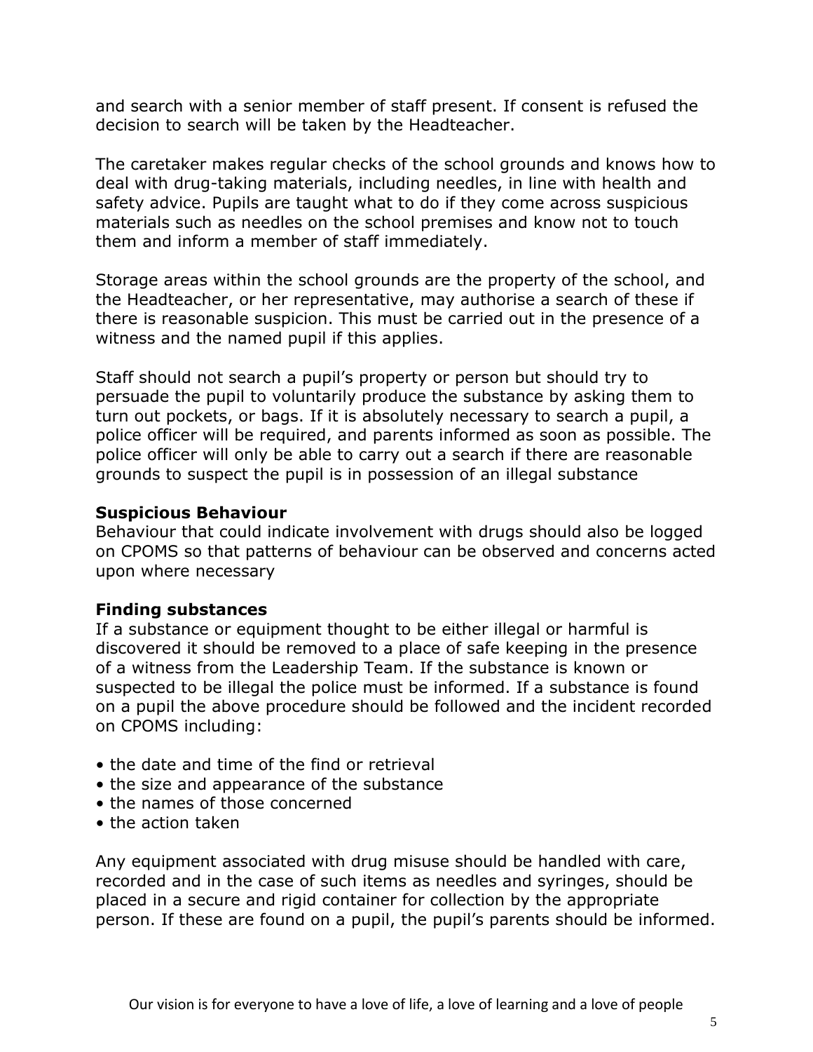and search with a senior member of staff present. If consent is refused the decision to search will be taken by the Headteacher.

The caretaker makes regular checks of the school grounds and knows how to deal with drug-taking materials, including needles, in line with health and safety advice. Pupils are taught what to do if they come across suspicious materials such as needles on the school premises and know not to touch them and inform a member of staff immediately.

Storage areas within the school grounds are the property of the school, and the Headteacher, or her representative, may authorise a search of these if there is reasonable suspicion. This must be carried out in the presence of a witness and the named pupil if this applies.

Staff should not search a pupil's property or person but should try to persuade the pupil to voluntarily produce the substance by asking them to turn out pockets, or bags. If it is absolutely necessary to search a pupil, a police officer will be required, and parents informed as soon as possible. The police officer will only be able to carry out a search if there are reasonable grounds to suspect the pupil is in possession of an illegal substance

**Suspicious Behaviour**

Behaviour that could indicate involvement with drugs should also be logged on CPOMS so that patterns of behaviour can be observed and concerns acted upon where necessary

**Finding substances**

If a substance or equipment thought to be either illegal or harmful is discovered it should be removed to a place of safe keeping in the presence of a witness from the Leadership Team. If the substance is known or suspected to be illegal the police must be informed. If a substance is found on a pupil the above procedure should be followed and the incident recorded on CPOMS including:

- the date and time of the find or retrieval
- the size and appearance of the substance
- the names of those concerned
- the action taken

Any equipment associated with drug misuse should be handled with care, recorded and in the case of such items as needles and syringes, should be placed in a secure and rigid container for collection by the appropriate person. If these are found on a pupil, the pupil's parents should be informed.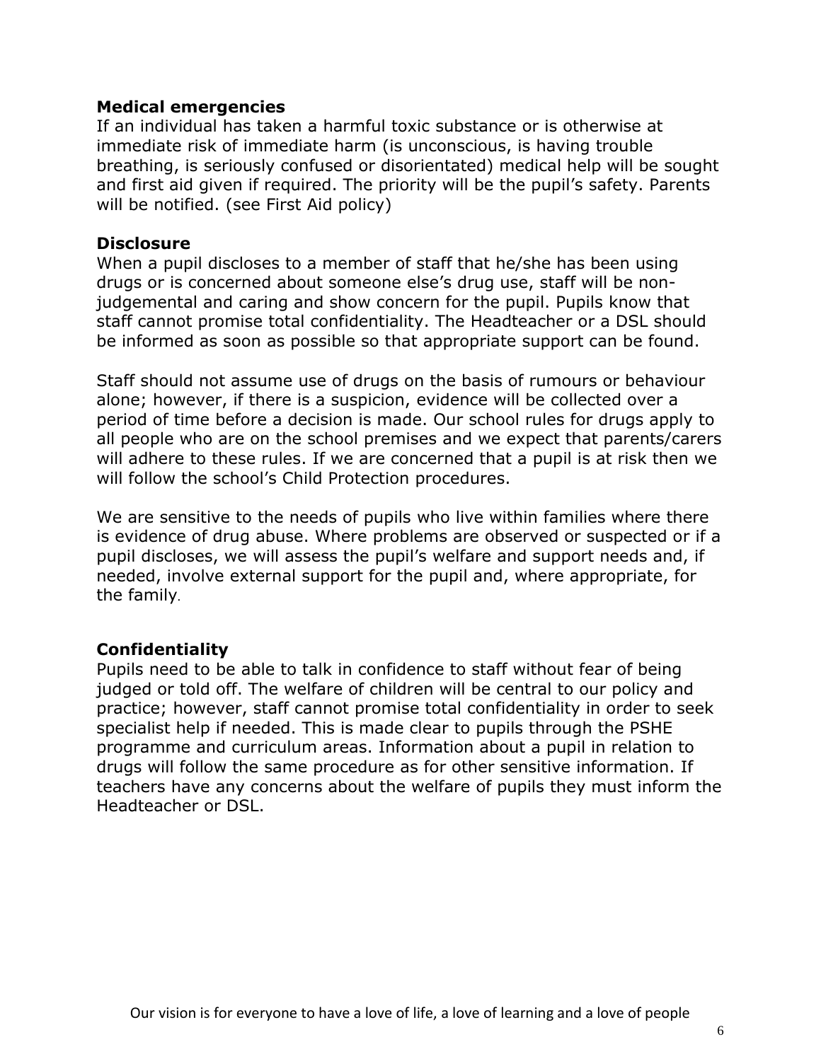### Medical emergencies

If an individual has taken a harmful toxic substance or is otherwise at immediate risk of immediate harm (is unconscious, is having trouble breathing, is seriously confused or disorientated) medical help will be sought and first aid given if required. The priority will be the pupil's safety. Parents will be notified. (see First Aid policy)

### Disclosure

When a pupil discloses to a member of staff that he/she has been using drugs or is concerned about someone else's drug use, staff will be non-judgemental and caring and show concern for the pupil. Pupils know that staff cannot promise total confidentiality. The Headteacher or a DSL should be informed as soon as possible so that appropriate support can be found.

Staff should not assume use of drugs on the basis of rumours or behaviour alone; however, if there is a suspicion, evidence will be collected over a period of time before a decision is made. Our school rules for drugs apply to all people who are on the school premises and we expect that parents/carers will adhere to these rules. If we are concerned that a pupil is at risk then we will follow the school's Child Protection procedures.

We are sensitive to the needs of pupils who live within families where there is evidence of drug abuse. Where problems are observed or suspected or if a pupil discloses, we will assess the pupil's welfare and support needs and, if needed, involve external support for the pupil and, where appropriate, for the family.

### Confidentiality

Pupils need to be able to talk in confidence to staff without fear of being judged or told off. The welfare of children will be central to our policy and practice; however, staff cannot promise total confidentiality in order to seek specialist help if needed. This is made clear to pupils through the PSHE programme and curriculum areas. Information about a pupil in relation to drugs will follow the same procedure as for other sensitive information. If teachers have any concerns about the welfare of pupils they must inform the Headteacher or DSL.